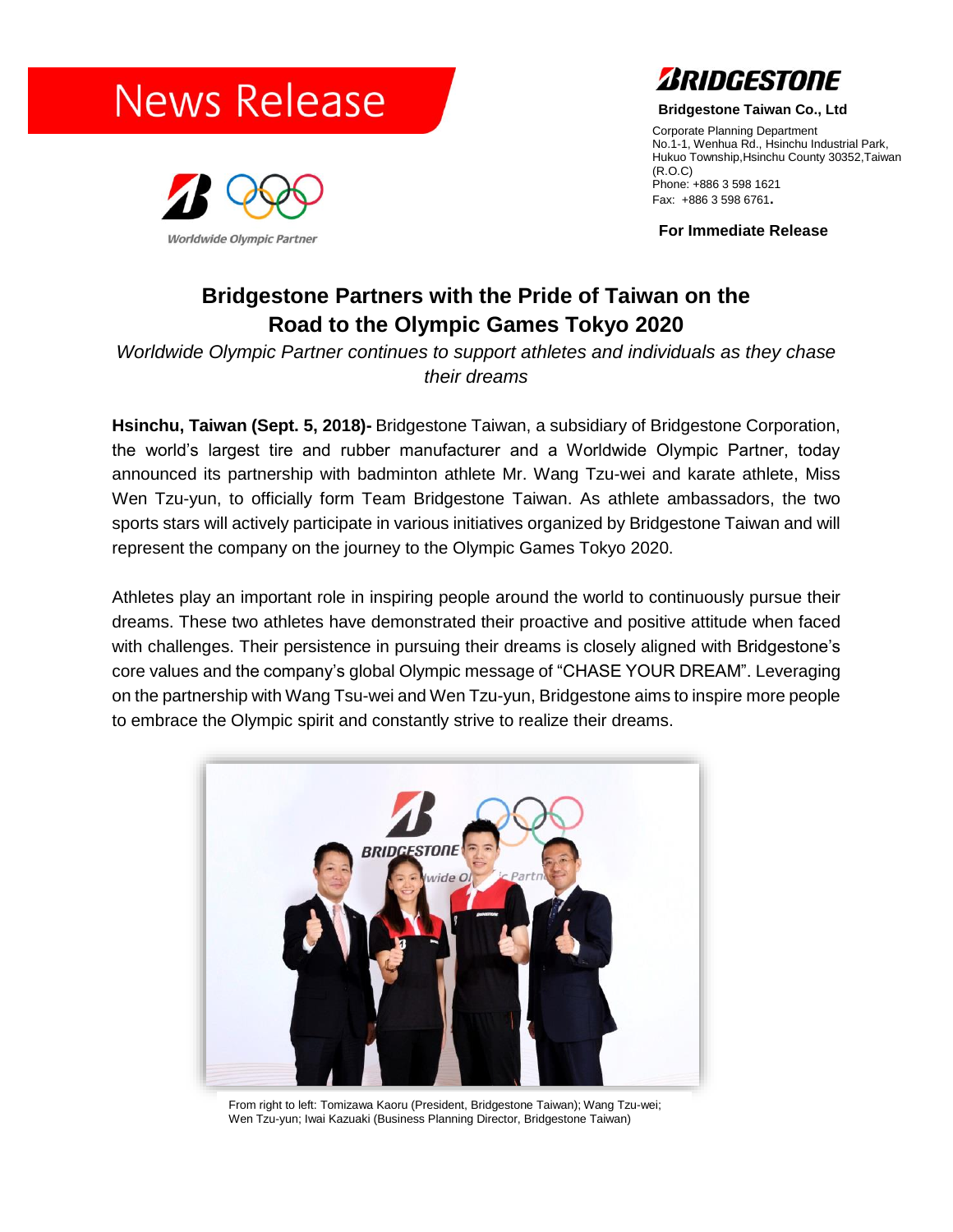News Release

Worldwide Olympic Partner

**Bridgestone Taiwan Co., Ltd**

Corporate Planning Department
No.1-1, Wenhua Rd., Hsinchu Industrial Park,
Hukuo Township,Hsinchu County 30352,Taiwan (R.O.C)
Phone: +886 3 598 1621
Fax: +886 3 598 6761.

**For Immediate Release**

# Bridgestone Partners with the Pride of Taiwan on the Road to the Olympic Games Tokyo 2020

*Worldwide Olympic Partner continues to support athletes and individuals as they chase their dreams*

**Hsinchu, Taiwan (Sept. 5, 2018)-** Bridgestone Taiwan, a subsidiary of Bridgestone Corporation, the world's largest tire and rubber manufacturer and a Worldwide Olympic Partner, today announced its partnership with badminton athlete Mr. Wang Tzu-wei and karate athlete, Miss Wen Tzu-yun, to officially form Team Bridgestone Taiwan. As athlete ambassadors, the two sports stars will actively participate in various initiatives organized by Bridgestone Taiwan and will represent the company on the journey to the Olympic Games Tokyo 2020.

Athletes play an important role in inspiring people around the world to continuously pursue their dreams. These two athletes have demonstrated their proactive and positive attitude when faced with challenges. Their persistence in pursuing their dreams is closely aligned with Bridgestone's core values and the company's global Olympic message of "CHASE YOUR DREAM". Leveraging on the partnership with Wang Tsu-wei and Wen Tzu-yun, Bridgestone aims to inspire more people to embrace the Olympic spirit and constantly strive to realize their dreams.

From right to left: Tomizawa Kaoru (President, Bridgestone Taiwan); Wang Tzu-wei; Wen Tzu-yun; Iwai Kazuaki (Business Planning Director, Bridgestone Taiwan)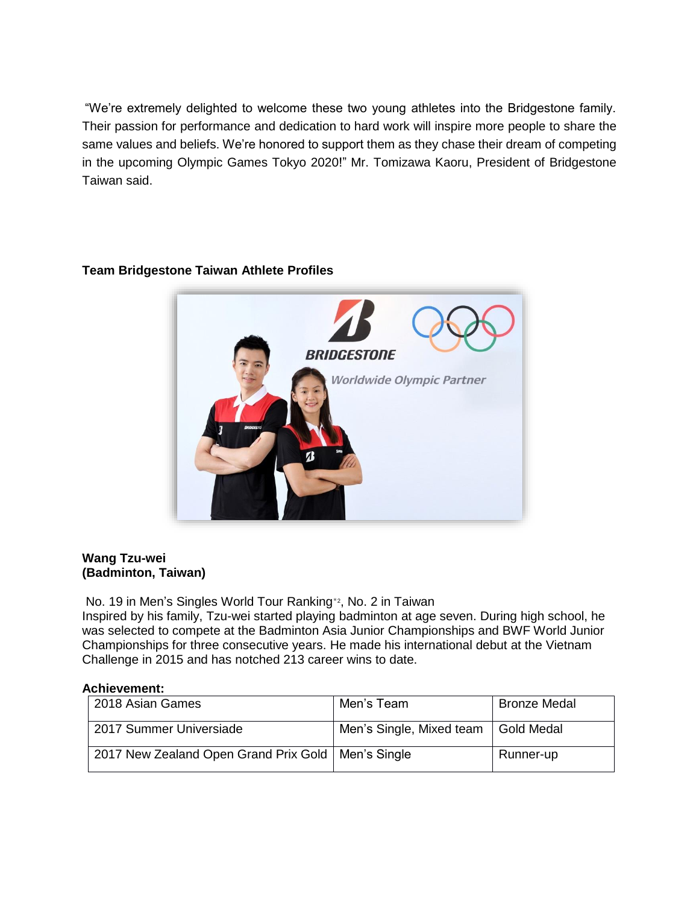"We're extremely delighted to welcome these two young athletes into the Bridgestone family. Their passion for performance and dedication to hard work will inspire more people to share the same values and beliefs. We're honored to support them as they chase their dream of competing in the upcoming Olympic Games Tokyo 2020!" Mr. Tomizawa Kaoru, President of Bridgestone Taiwan said.

**Team Bridgestone Taiwan Athlete Profiles**

**Wang Tzu-wei**
**(Badminton, Taiwan)**

No. 19 in Men's Singles World Tour Ranking[*2], No. 2 in Taiwan
Inspired by his family, Tzu-wei started playing badminton at age seven. During high school, he was selected to compete at the Badminton Asia Junior Championships and BWF World Junior Championships for three consecutive years. He made his international debut at the Vietnam Challenge in 2015 and has notched 213 career wins to date.

**Achievement:**

| 2018 Asian Games | Men's Team | Bronze Medal |
|---|---|---|
| 2017 Summer Universiade | Men's Single, Mixed team | Gold Medal |
| 2017 New Zealand Open Grand Prix Gold | Men's Single | Runner-up |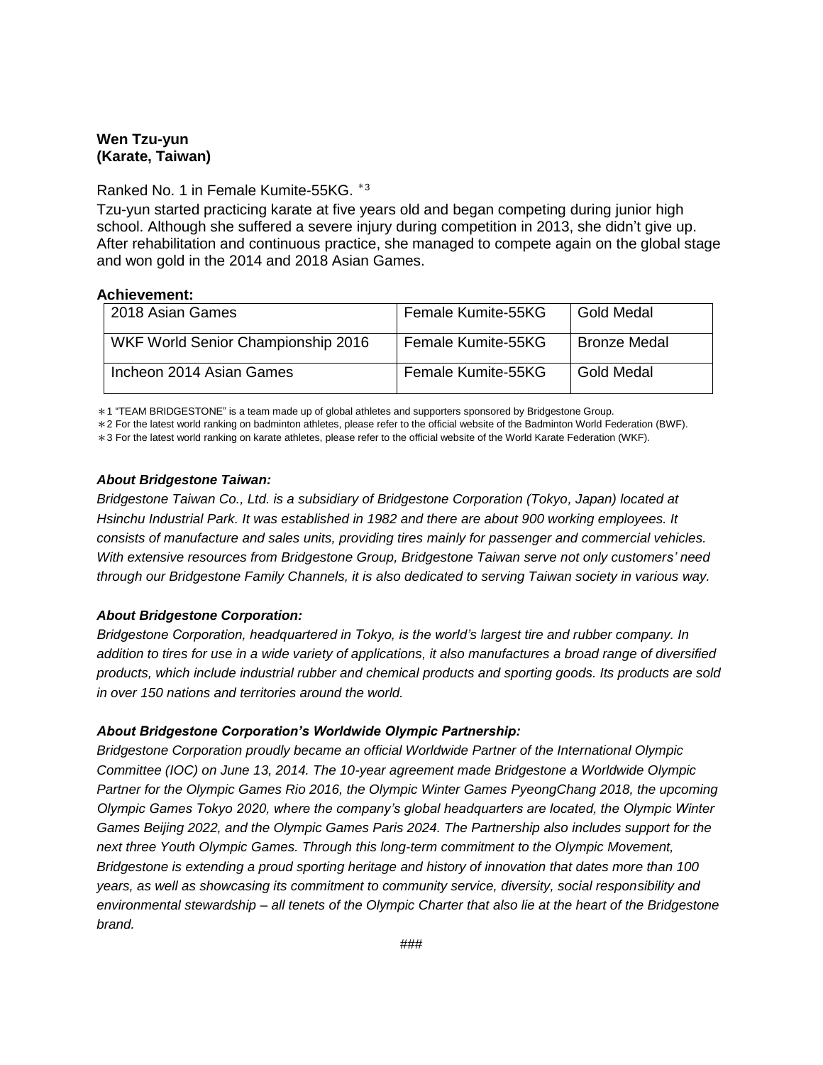**Wen Tzu-yun**
**(Karate, Taiwan)**

Ranked No. 1 in Female Kumite-55KG. ＊3

Tzu-yun started practicing karate at five years old and began competing during junior high school. Although she suffered a severe injury during competition in 2013, she didn't give up. After rehabilitation and continuous practice, she managed to compete again on the global stage and won gold in the 2014 and 2018 Asian Games.

**Achievement:**

| | | |
|---|---|---|
| 2018 Asian Games | Female Kumite-55KG | Gold Medal |
| WKF World Senior Championship 2016 | Female Kumite-55KG | Bronze Medal |
| Incheon 2014 Asian Games | Female Kumite-55KG | Gold Medal |

＊1 "TEAM BRIDGESTONE" is a team made up of global athletes and supporters sponsored by Bridgestone Group.

＊2 For the latest world ranking on badminton athletes, please refer to the official website of the Badminton World Federation (BWF).

＊3 For the latest world ranking on karate athletes, please refer to the official website of the World Karate Federation (WKF).

***About Bridgestone Taiwan:***

*Bridgestone Taiwan Co., Ltd. is a subsidiary of Bridgestone Corporation (Tokyo, Japan) located at Hsinchu Industrial Park. It was established in 1982 and there are about 900 working employees. It consists of manufacture and sales units, providing tires mainly for passenger and commercial vehicles. With extensive resources from Bridgestone Group, Bridgestone Taiwan serve not only customers' need through our Bridgestone Family Channels, it is also dedicated to serving Taiwan society in various way.*

***About Bridgestone Corporation:***

*Bridgestone Corporation, headquartered in Tokyo, is the world's largest tire and rubber company. In addition to tires for use in a wide variety of applications, it also manufactures a broad range of diversified products, which include industrial rubber and chemical products and sporting goods. Its products are sold in over 150 nations and territories around the world.*

***About Bridgestone Corporation's Worldwide Olympic Partnership:***

*Bridgestone Corporation proudly became an official Worldwide Partner of the International Olympic Committee (IOC) on June 13, 2014. The 10-year agreement made Bridgestone a Worldwide Olympic Partner for the Olympic Games Rio 2016, the Olympic Winter Games PyeongChang 2018, the upcoming Olympic Games Tokyo 2020, where the company's global headquarters are located, the Olympic Winter Games Beijing 2022, and the Olympic Games Paris 2024. The Partnership also includes support for the next three Youth Olympic Games. Through this long-term commitment to the Olympic Movement, Bridgestone is extending a proud sporting heritage and history of innovation that dates more than 100 years, as well as showcasing its commitment to community service, diversity, social responsibility and environmental stewardship – all tenets of the Olympic Charter that also lie at the heart of the Bridgestone brand.*

###